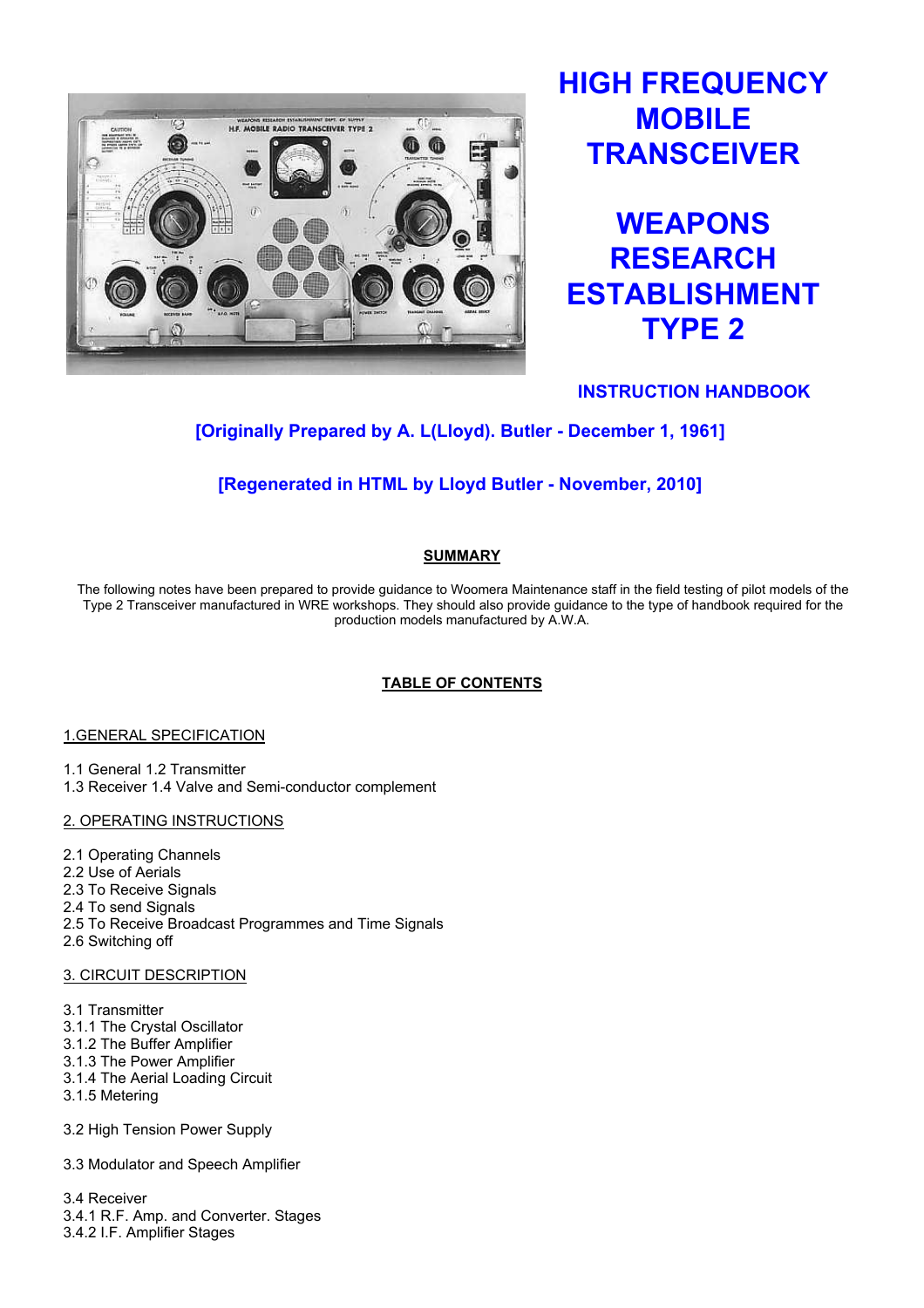# HIGH FREQUENCY MOBILE TRANSCEIVER

# WEAPONS RESEARCH ESTABLISHMENT TYPE 2

### INSTRUCTION HANDBOOK

**[Originally Prepared by A. L(Lloyd). Butler - December 1, 1961]**

**[Regenerated in HTML by Lloyd Butler - November, 2010]**

## SUMMARY

The following notes have been prepared to provide guidance to Woomera Maintenance staff in the field testing of pilot models of the Type 2 Transceiver manufactured in WRE workshops. They should also provide guidance to the type of handbook required for the production models manufactured by A.W.A.

## TABLE OF CONTENTS

1.GENERAL SPECIFICATION

1.1 General 1.2 Transmitter
1.3 Receiver 1.4 Valve and Semi-conductor complement

2. OPERATING INSTRUCTIONS

2.1 Operating Channels
2.2 Use of Aerials
2.3 To Receive Signals
2.4 To send Signals
2.5 To Receive Broadcast Programmes and Time Signals
2.6 Switching off

3. CIRCUIT DESCRIPTION

3.1 Transmitter
3.1.1 The Crystal Oscillator
3.1.2 The Buffer Amplifier
3.1.3 The Power Amplifier
3.1.4 The Aerial Loading Circuit
3.1.5 Metering

3.2 High Tension Power Supply

3.3 Modulator and Speech Amplifier

3.4 Receiver
3.4.1 R.F. Amp. and Converter. Stages
3.4.2 I.F. Amplifier Stages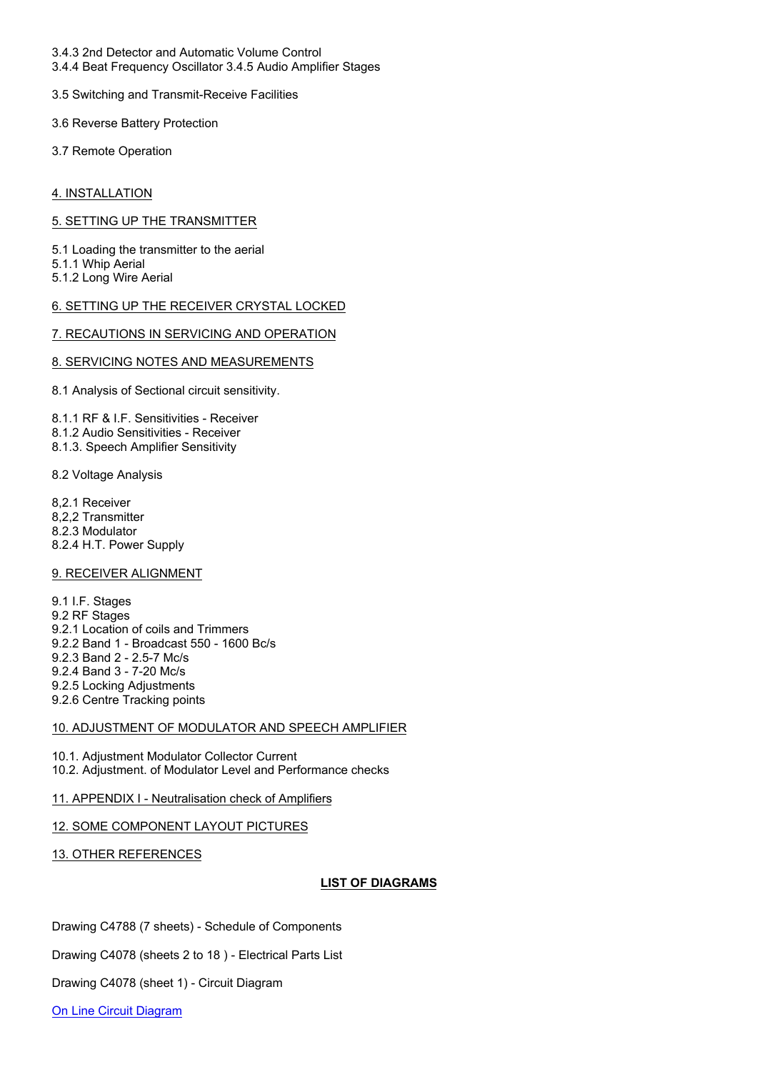3.4.3 2nd Detector and Automatic Volume Control
3.4.4 Beat Frequency Oscillator 3.4.5 Audio Amplifier Stages

3.5 Switching and Transmit-Receive Facilities

3.6 Reverse Battery Protection

3.7 Remote Operation

4. INSTALLATION

5. SETTING UP THE TRANSMITTER

5.1 Loading the transmitter to the aerial
5.1.1 Whip Aerial
5.1.2 Long Wire Aerial

6. SETTING UP THE RECEIVER CRYSTAL LOCKED

7. RECAUTIONS IN SERVICING AND OPERATION

8. SERVICING NOTES AND MEASUREMENTS

8.1 Analysis of Sectional circuit sensitivity.

8.1.1 RF & I.F. Sensitivities - Receiver
8.1.2 Audio Sensitivities - Receiver
8.1.3. Speech Amplifier Sensitivity

8.2 Voltage Analysis

8,2.1 Receiver
8,2,2 Transmitter
8.2.3 Modulator
8.2.4 H.T. Power Supply

9. RECEIVER ALIGNMENT

9.1 I.F. Stages
9.2 RF Stages
9.2.1 Location of coils and Trimmers
9.2.2 Band 1 - Broadcast 550 - 1600 Bc/s
9.2.3 Band 2 - 2.5-7 Mc/s
9.2.4 Band 3 - 7-20 Mc/s
9.2.5 Locking Adjustments
9.2.6 Centre Tracking points

10. ADJUSTMENT OF MODULATOR AND SPEECH AMPLIFIER

10.1. Adjustment Modulator Collector Current
10.2. Adjustment. of Modulator Level and Performance checks

11. APPENDIX I - Neutralisation check of Amplifiers

12. SOME COMPONENT LAYOUT PICTURES

13. OTHER REFERENCES

**LIST OF DIAGRAMS**

Drawing C4788 (7 sheets) - Schedule of Components

Drawing C4078 (sheets 2 to 18 ) - Electrical Parts List

Drawing C4078 (sheet 1) - Circuit Diagram

On Line Circuit Diagram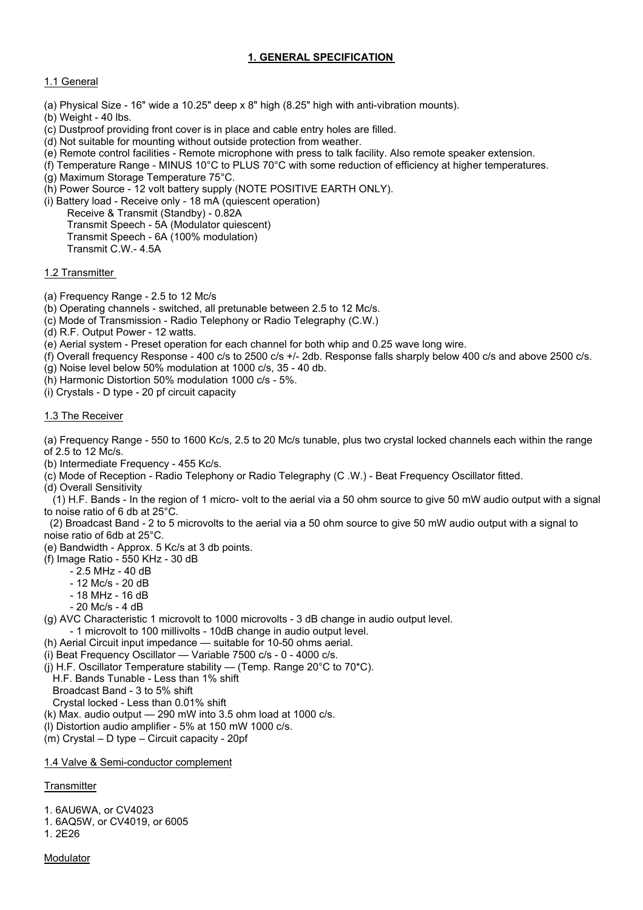# 1. GENERAL SPECIFICATION

## 1.1 General

(a) Physical Size - 16" wide a 10.25" deep x 8" high (8.25" high with anti-vibration mounts).
(b) Weight - 40 lbs.
(c) Dustproof providing front cover is in place and cable entry holes are filled.
(d) Not suitable for mounting without outside protection from weather.
(e) Remote control facilities - Remote microphone with press to talk facility. Also remote speaker extension.
(f) Temperature Range - MINUS 10°C to PLUS 70°C with some reduction of efficiency at higher temperatures.
(g) Maximum Storage Temperature 75°C.
(h) Power Source - 12 volt battery supply (NOTE POSITIVE EARTH ONLY).
(i) Battery load - Receive only - 18 mA (quiescent operation)
    Receive & Transmit (Standby) - 0.82A
    Transmit Speech - 5A (Modulator quiescent)
    Transmit Speech - 6A (100% modulation)
    Transmit C.W.- 4.5A

## 1.2 Transmitter

(a) Frequency Range - 2.5 to 12 Mc/s
(b) Operating channels - switched, all pretunable between 2.5 to 12 Mc/s.
(c) Mode of Transmission - Radio Telephony or Radio Telegraphy (C.W.)
(d) R.F. Output Power - 12 watts.
(e) Aerial system - Preset operation for each channel for both whip and 0.25 wave long wire.
(f) Overall frequency Response - 400 c/s to 2500 c/s +/- 2db. Response falls sharply below 400 c/s and above 2500 c/s.
(g) Noise level below 50% modulation at 1000 c/s, 35 - 40 db.
(h) Harmonic Distortion 50% modulation 1000 c/s - 5%.
(i) Crystals - D type - 20 pf circuit capacity

## 1.3 The Receiver

(a) Frequency Range - 550 to 1600 Kc/s, 2.5 to 20 Mc/s tunable, plus two crystal locked channels each within the range of 2.5 to 12 Mc/s.
(b) Intermediate Frequency - 455 Kc/s.
(c) Mode of Reception - Radio Telephony or Radio Telegraphy (C .W.) - Beat Frequency Oscillator fitted.
(d) Overall Sensitivity
  (1) H.F. Bands - In the region of 1 micro- volt to the aerial via a 50 ohm source to give 50 mW audio output with a signal to noise ratio of 6 db at 25°C.
  (2) Broadcast Band - 2 to 5 microvolts to the aerial via a 50 ohm source to give 50 mW audio output with a signal to noise ratio of 6db at 25°C.
(e) Bandwidth - Approx. 5 Kc/s at 3 db points.
(f) Image Ratio - 550 KHz - 30 dB
    - 2.5 MHz - 40 dB
    - 12 Mc/s - 20 dB
    - 18 MHz - 16 dB
    - 20 Mc/s - 4 dB
(g) AVC Characteristic 1 microvolt to 1000 microvolts - 3 dB change in audio output level.
    - 1 microvolt to 100 millivolts - 10dB change in audio output level.
(h) Aerial Circuit input impedance — suitable for 10-50 ohms aerial.
(i) Beat Frequency Oscillator — Variable 7500 c/s - 0 - 4000 c/s.
(j) H.F. Oscillator Temperature stability — (Temp. Range 20°C to 70*C).
  H.F. Bands Tunable - Less than 1% shift
  Broadcast Band - 3 to 5% shift
  Crystal locked - Less than 0.01% shift
(k) Max. audio output — 290 mW into 3.5 ohm load at 1000 c/s.
(l) Distortion audio amplifier - 5% at 150 mW 1000 c/s.
(m) Crystal – D type – Circuit capacity - 20pf

## 1.4 Valve & Semi-conductor complement

Transmitter

1. 6AU6WA, or CV4023
1. 6AQ5W, or CV4019, or 6005
1. 2E26

Modulator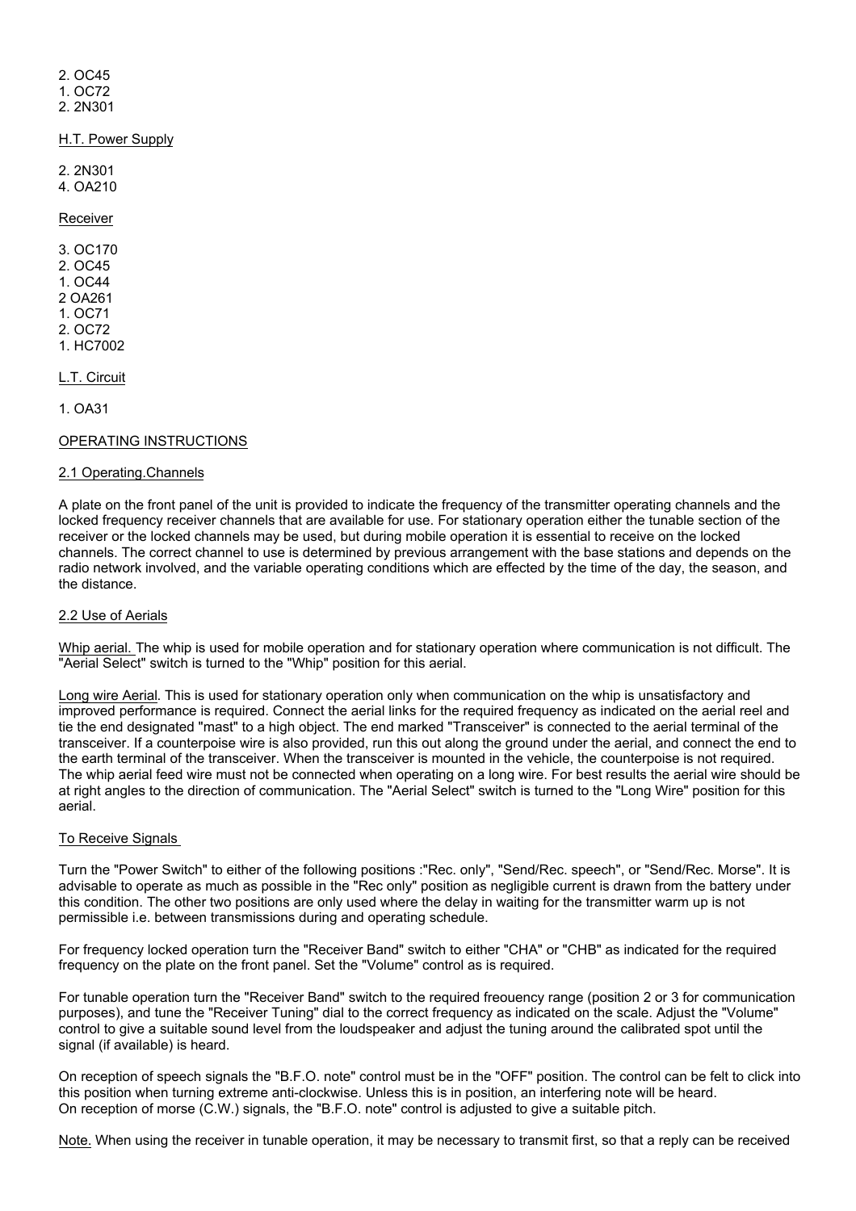2. OC45
1. OC72
2. 2N301

H.T. Power Supply

2. 2N301
4. OA210

Receiver

3. OC170
2. OC45
1. OC44
2 OA261
1. OC71
2. OC72
1. HC7002

L.T. Circuit

1. OA31

## OPERATING INSTRUCTIONS

### 2.1 Operating.Channels

A plate on the front panel of the unit is provided to indicate the frequency of the transmitter operating channels and the locked frequency receiver channels that are available for use. For stationary operation either the tunable section of the receiver or the locked channels may be used, but during mobile operation it is essential to receive on the locked channels. The correct channel to use is determined by previous arrangement with the base stations and depends on the radio network involved, and the variable operating conditions which are effected by the time of the day, the season, and the distance.

### 2.2 Use of Aerials

Whip aerial. The whip is used for mobile operation and for stationary operation where communication is not difficult. The "Aerial Select" switch is turned to the "Whip" position for this aerial.

Long wire Aerial. This is used for stationary operation only when communication on the whip is unsatisfactory and improved performance is required. Connect the aerial links for the required frequency as indicated on the aerial reel and tie the end designated "mast" to a high object. The end marked "Transceiver" is connected to the aerial terminal of the transceiver. If a counterpoise wire is also provided, run this out along the ground under the aerial, and connect the end to the earth terminal of the transceiver. When the transceiver is mounted in the vehicle, the counterpoise is not required. The whip aerial feed wire must not be connected when operating on a long wire. For best results the aerial wire should be at right angles to the direction of communication. The "Aerial Select" switch is turned to the "Long Wire" position for this aerial.

To Receive Signals

Turn the "Power Switch" to either of the following positions :"Rec. only", "Send/Rec. speech", or "Send/Rec. Morse". It is advisable to operate as much as possible in the "Rec only" position as negligible current is drawn from the battery under this condition. The other two positions are only used where the delay in waiting for the transmitter warm up is not permissible i.e. between transmissions during and operating schedule.

For frequency locked operation turn the "Receiver Band" switch to either "CHA" or "CHB" as indicated for the required frequency on the plate on the front panel. Set the "Volume" control as is required.

For tunable operation turn the "Receiver Band" switch to the required freouency range (position 2 or 3 for communication purposes), and tune the "Receiver Tuning" dial to the correct frequency as indicated on the scale. Adjust the "Volume" control to give a suitable sound level from the loudspeaker and adjust the tuning around the calibrated spot until the signal (if available) is heard.

On reception of speech signals the "B.F.O. note" control must be in the "OFF" position. The control can be felt to click into this position when turning extreme anti-clockwise. Unless this is in position, an interfering note will be heard.
On reception of morse (C.W.) signals, the "B.F.O. note" control is adjusted to give a suitable pitch.

Note. When using the receiver in tunable operation, it may be necessary to transmit first, so that a reply can be received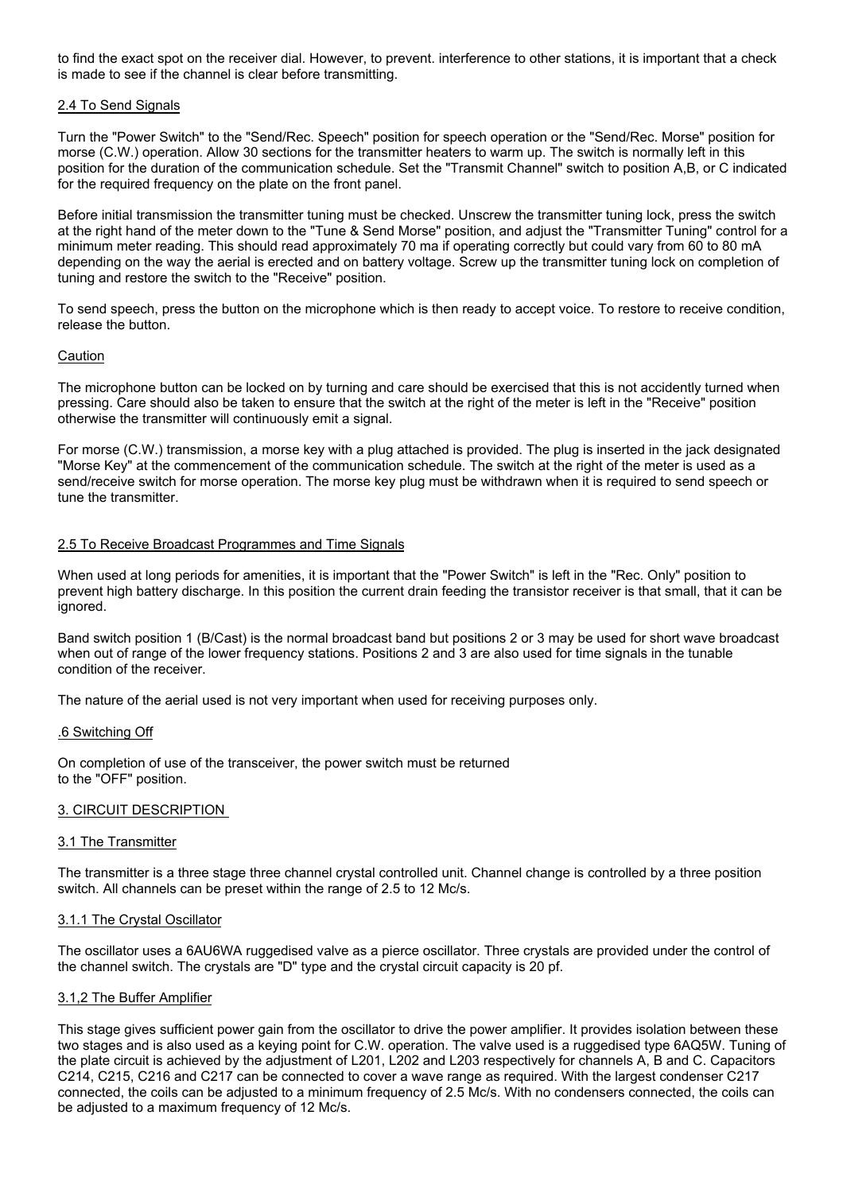to find the exact spot on the receiver dial. However, to prevent. interference to other stations, it is important that a check is made to see if the channel is clear before transmitting.

## 2.4 To Send Signals

Turn the "Power Switch" to the "Send/Rec. Speech" position for speech operation or the "Send/Rec. Morse" position for morse (C.W.) operation. Allow 30 sections for the transmitter heaters to warm up. The switch is normally left in this position for the duration of the communication schedule. Set the "Transmit Channel" switch to position A,B, or C indicated for the required frequency on the plate on the front panel.

Before initial transmission the transmitter tuning must be checked. Unscrew the transmitter tuning lock, press the switch at the right hand of the meter down to the "Tune & Send Morse" position, and adjust the "Transmitter Tuning" control for a minimum meter reading. This should read approximately 70 ma if operating correctly but could vary from 60 to 80 mA depending on the way the aerial is erected and on battery voltage. Screw up the transmitter tuning lock on completion of tuning and restore the switch to the "Receive" position.

To send speech, press the button on the microphone which is then ready to accept voice. To restore to receive condition, release the button.

### Caution

The microphone button can be locked on by turning and care should be exercised that this is not accidently turned when pressing. Care should also be taken to ensure that the switch at the right of the meter is left in the "Receive" position otherwise the transmitter will continuously emit a signal.

For morse (C.W.) transmission, a morse key with a plug attached is provided. The plug is inserted in the jack designated "Morse Key" at the commencement of the communication schedule. The switch at the right of the meter is used as a send/receive switch for morse operation. The morse key plug must be withdrawn when it is required to send speech or tune the transmitter.

## 2.5 To Receive Broadcast Programmes and Time Signals

When used at long periods for amenities, it is important that the "Power Switch" is left in the "Rec. Only" position to prevent high battery discharge. In this position the current drain feeding the transistor receiver is that small, that it can be ignored.

Band switch position 1 (B/Cast) is the normal broadcast band but positions 2 or 3 may be used for short wave broadcast when out of range of the lower frequency stations. Positions 2 and 3 are also used for time signals in the tunable condition of the receiver.

The nature of the aerial used is not very important when used for receiving purposes only.

## .6 Switching Off

On completion of use of the transceiver, the power switch must be returned to the "OFF" position.

# 3. CIRCUIT DESCRIPTION

## 3.1 The Transmitter

The transmitter is a three stage three channel crystal controlled unit. Channel change is controlled by a three position switch. All channels can be preset within the range of 2.5 to 12 Mc/s.

### 3.1.1 The Crystal Oscillator

The oscillator uses a 6AU6WA ruggedised valve as a pierce oscillator. Three crystals are provided under the control of the channel switch. The crystals are "D" type and the crystal circuit capacity is 20 pf.

### 3.1,2 The Buffer Amplifier

This stage gives sufficient power gain from the oscillator to drive the power amplifier. It provides isolation between these two stages and is also used as a keying point for C.W. operation. The valve used is a ruggedised type 6AQ5W. Tuning of the plate circuit is achieved by the adjustment of L201, L202 and L203 respectively for channels A, B and C. Capacitors C214, C215, C216 and C217 can be connected to cover a wave range as required. With the largest condenser C217 connected, the coils can be adjusted to a minimum frequency of 2.5 Mc/s. With no condensers connected, the coils can be adjusted to a maximum frequency of 12 Mc/s.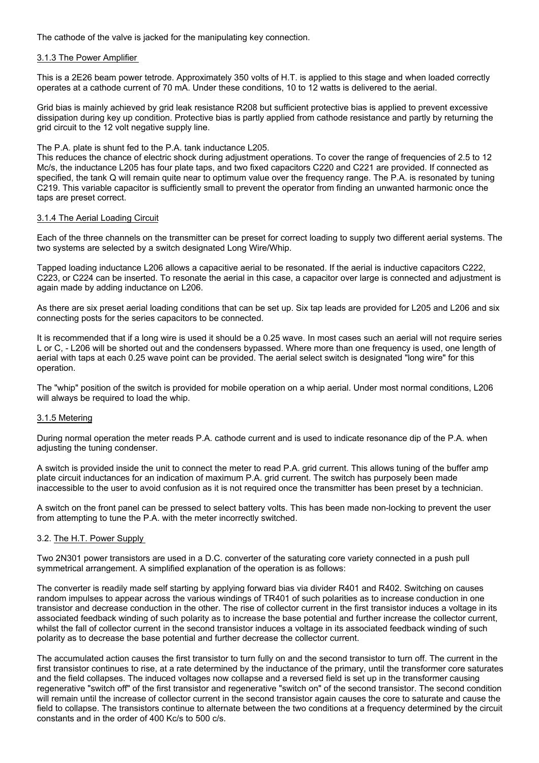The cathode of the valve is jacked for the manipulating key connection.

### 3.1.3 The Power Amplifier

This is a 2E26 beam power tetrode. Approximately 350 volts of H.T. is applied to this stage and when loaded correctly operates at a cathode current of 70 mA. Under these conditions, 10 to 12 watts is delivered to the aerial.

Grid bias is mainly achieved by grid leak resistance R208 but sufficient protective bias is applied to prevent excessive dissipation during key up condition. Protective bias is partly applied from cathode resistance and partly by returning the grid circuit to the 12 volt negative supply line.

The P.A. plate is shunt fed to the P.A. tank inductance L205.
This reduces the chance of electric shock during adjustment operations. To cover the range of frequencies of 2.5 to 12 Mc/s, the inductance L205 has four plate taps, and two fixed capacitors C220 and C221 are provided. If connected as specified, the tank Q will remain quite near to optimum value over the frequency range. The P.A. is resonated by tuning C219. This variable capacitor is sufficiently small to prevent the operator from finding an unwanted harmonic once the taps are preset correct.

### 3.1.4 The Aerial Loading Circuit

Each of the three channels on the transmitter can be preset for correct loading to supply two different aerial systems. The two systems are selected by a switch designated Long Wire/Whip.

Tapped loading inductance L206 allows a capacitive aerial to be resonated. If the aerial is inductive capacitors C222, C223, or C224 can be inserted. To resonate the aerial in this case, a capacitor over large is connected and adjustment is again made by adding inductance on L206.

As there are six preset aerial loading conditions that can be set up. Six tap leads are provided for L205 and L206 and six connecting posts for the series capacitors to be connected.

It is recommended that if a long wire is used it should be a 0.25 wave. In most cases such an aerial will not require series L or C, - L206 will be shorted out and the condensers bypassed. Where more than one frequency is used, one length of aerial with taps at each 0.25 wave point can be provided. The aerial select switch is designated "long wire" for this operation.

The "whip" position of the switch is provided for mobile operation on a whip aerial. Under most normal conditions, L206 will always be required to load the whip.

### 3.1.5 Metering

During normal operation the meter reads P.A. cathode current and is used to indicate resonance dip of the P.A. when adjusting the tuning condenser.

A switch is provided inside the unit to connect the meter to read P.A. grid current. This allows tuning of the buffer amp plate circuit inductances for an indication of maximum P.A. grid current. The switch has purposely been made inaccessible to the user to avoid confusion as it is not required once the transmitter has been preset by a technician.

A switch on the front panel can be pressed to select battery volts. This has been made non-locking to prevent the user from attempting to tune the P.A. with the meter incorrectly switched.

## 3.2. The H.T. Power Supply

Two 2N301 power transistors are used in a D.C. converter of the saturating core variety connected in a push pull symmetrical arrangement. A simplified explanation of the operation is as follows:

The converter is readily made self starting by applying forward bias via divider R401 and R402. Switching on causes random impulses to appear across the various windings of TR401 of such polarities as to increase conduction in one transistor and decrease conduction in the other. The rise of collector current in the first transistor induces a voltage in its associated feedback winding of such polarity as to increase the base potential and further increase the collector current, whilst the fall of collector current in the second transistor induces a voltage in its associated feedback winding of such polarity as to decrease the base potential and further decrease the collector current.

The accumulated action causes the first transistor to turn fully on and the second transistor to turn off. The current in the first transistor continues to rise, at a rate determined by the inductance of the primary, until the transformer core saturates and the field collapses. The induced voltages now collapse and a reversed field is set up in the transformer causing regenerative "switch off" of the first transistor and regenerative "switch on" of the second transistor. The second condition will remain until the increase of collector current in the second transistor again causes the core to saturate and cause the field to collapse. The transistors continue to alternate between the two conditions at a frequency determined by the circuit constants and in the order of 400 Kc/s to 500 c/s.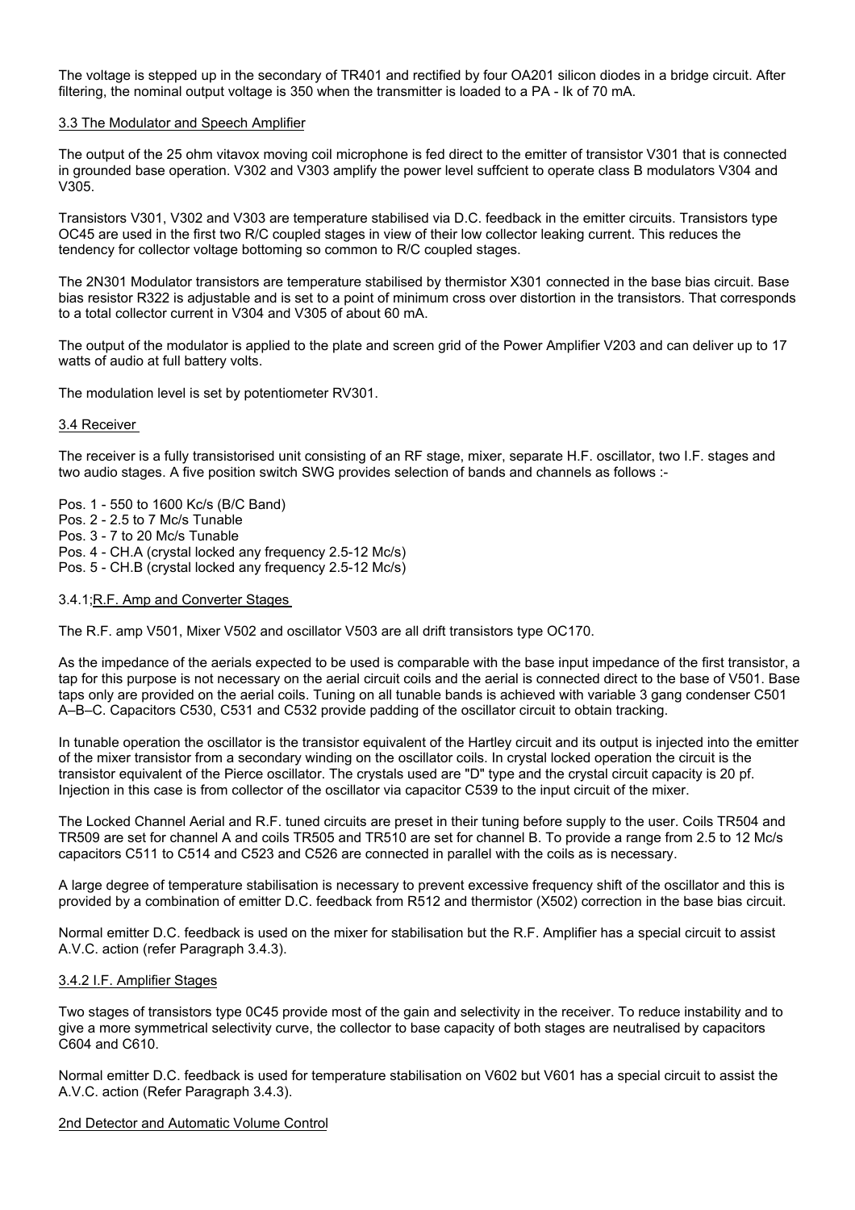The voltage is stepped up in the secondary of TR401 and rectified by four OA201 silicon diodes in a bridge circuit. After filtering, the nominal output voltage is 350 when the transmitter is loaded to a PA - Ik of 70 mA.

### 3.3 The Modulator and Speech Amplifier

The output of the 25 ohm vitavox moving coil microphone is fed direct to the emitter of transistor V301 that is connected in grounded base operation. V302 and V303 amplify the power level suffcient to operate class B modulators V304 and V305.

Transistors V301, V302 and V303 are temperature stabilised via D.C. feedback in the emitter circuits. Transistors type OC45 are used in the first two R/C coupled stages in view of their low collector leaking current. This reduces the tendency for collector voltage bottoming so common to R/C coupled stages.

The 2N301 Modulator transistors are temperature stabilised by thermistor X301 connected in the base bias circuit. Base bias resistor R322 is adjustable and is set to a point of minimum cross over distortion in the transistors. That corresponds to a total collector current in V304 and V305 of about 60 mA.

The output of the modulator is applied to the plate and screen grid of the Power Amplifier V203 and can deliver up to 17 watts of audio at full battery volts.

The modulation level is set by potentiometer RV301.

### 3.4 Receiver

The receiver is a fully transistorised unit consisting of an RF stage, mixer, separate H.F. oscillator, two I.F. stages and two audio stages. A five position switch SWG provides selection of bands and channels as follows :-

Pos. 1 - 550 to 1600 Kc/s (B/C Band)
Pos. 2 - 2.5 to 7 Mc/s Tunable
Pos. 3 - 7 to 20 Mc/s Tunable
Pos. 4 - CH.A (crystal locked any frequency 2.5-12 Mc/s)
Pos. 5 - CH.B (crystal locked any frequency 2.5-12 Mc/s)

#### 3.4.1;R.F. Amp and Converter Stages

The R.F. amp V501, Mixer V502 and oscillator V503 are all drift transistors type OC170.

As the impedance of the aerials expected to be used is comparable with the base input impedance of the first transistor, a tap for this purpose is not necessary on the aerial circuit coils and the aerial is connected direct to the base of V501. Base taps only are provided on the aerial coils. Tuning on all tunable bands is achieved with variable 3 gang condenser C501 A–B–C. Capacitors C530, C531 and C532 provide padding of the oscillator circuit to obtain tracking.

In tunable operation the oscillator is the transistor equivalent of the Hartley circuit and its output is injected into the emitter of the mixer transistor from a secondary winding on the oscillator coils. In crystal locked operation the circuit is the transistor equivalent of the Pierce oscillator. The crystals used are "D" type and the crystal circuit capacity is 20 pf. Injection in this case is from collector of the oscillator via capacitor C539 to the input circuit of the mixer.

The Locked Channel Aerial and R.F. tuned circuits are preset in their tuning before supply to the user. Coils TR504 and TR509 are set for channel A and coils TR505 and TR510 are set for channel B. To provide a range from 2.5 to 12 Mc/s capacitors C511 to C514 and C523 and C526 are connected in parallel with the coils as is necessary.

A large degree of temperature stabilisation is necessary to prevent excessive frequency shift of the oscillator and this is provided by a combination of emitter D.C. feedback from R512 and thermistor (X502) correction in the base bias circuit.

Normal emitter D.C. feedback is used on the mixer for stabilisation but the R.F. Amplifier has a special circuit to assist A.V.C. action (refer Paragraph 3.4.3).

#### 3.4.2 I.F. Amplifier Stages

Two stages of transistors type 0C45 provide most of the gain and selectivity in the receiver. To reduce instability and to give a more symmetrical selectivity curve, the collector to base capacity of both stages are neutralised by capacitors C604 and C610.

Normal emitter D.C. feedback is used for temperature stabilisation on V602 but V601 has a special circuit to assist the A.V.C. action (Refer Paragraph 3.4.3).

#### 2nd Detector and Automatic Volume Control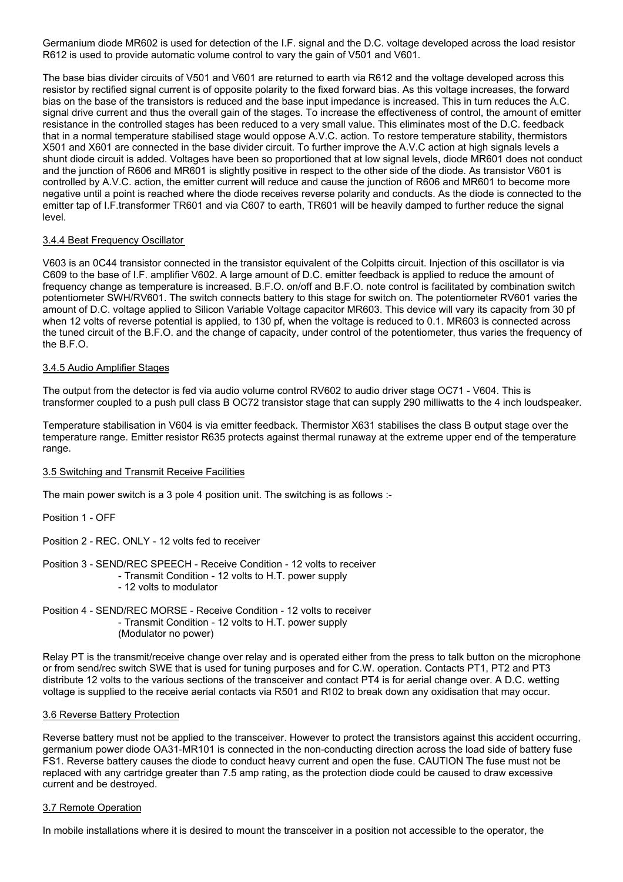Germanium diode MR602 is used for detection of the I.F. signal and the D.C. voltage developed across the load resistor R612 is used to provide automatic volume control to vary the gain of V501 and V601.

The base bias divider circuits of V501 and V601 are returned to earth via R612 and the voltage developed across this resistor by rectified signal current is of opposite polarity to the fixed forward bias. As this voltage increases, the forward bias on the base of the transistors is reduced and the base input impedance is increased. This in turn reduces the A.C. signal drive current and thus the overall gain of the stages. To increase the effectiveness of control, the amount of emitter resistance in the controlled stages has been reduced to a very small value. This eliminates most of the D.C. feedback that in a normal temperature stabilised stage would oppose A.V.C. action. To restore temperature stability, thermistors X501 and X601 are connected in the base divider circuit. To further improve the A.V.C action at high signals levels a shunt diode circuit is added. Voltages have been so proportioned that at low signal levels, diode MR601 does not conduct and the junction of R606 and MR601 is slightly positive in respect to the other side of the diode. As transistor V601 is controlled by A.V.C. action, the emitter current will reduce and cause the junction of R606 and MR601 to become more negative until a point is reached where the diode receives reverse polarity and conducts. As the diode is connected to the emitter tap of I.F.transformer TR601 and via C607 to earth, TR601 will be heavily damped to further reduce the signal level.

### 3.4.4 Beat Frequency Oscillator

V603 is an 0C44 transistor connected in the transistor equivalent of the Colpitts circuit. Injection of this oscillator is via C609 to the base of I.F. amplifier V602. A large amount of D.C. emitter feedback is applied to reduce the amount of frequency change as temperature is increased. B.F.O. on/off and B.F.O. note control is facilitated by combination switch potentiometer SWH/RV601. The switch connects battery to this stage for switch on. The potentiometer RV601 varies the amount of D.C. voltage applied to Silicon Variable Voltage capacitor MR603. This device will vary its capacity from 30 pf when 12 volts of reverse potential is applied, to 130 pf, when the voltage is reduced to 0.1. MR603 is connected across the tuned circuit of the B.F.O. and the change of capacity, under control of the potentiometer, thus varies the frequency of the B.F.O.

### 3.4.5 Audio Amplifier Stages

The output from the detector is fed via audio volume control RV602 to audio driver stage OC71 - V604. This is transformer coupled to a push pull class B OC72 transistor stage that can supply 290 milliwatts to the 4 inch loudspeaker.

Temperature stabilisation in V604 is via emitter feedback. Thermistor X631 stabilises the class B output stage over the temperature range. Emitter resistor R635 protects against thermal runaway at the extreme upper end of the temperature range.

### 3.5 Switching and Transmit Receive Facilities

The main power switch is a 3 pole 4 position unit. The switching is as follows :-

Position 1 - OFF

Position 2 - REC. ONLY - 12 volts fed to receiver

Position 3 - SEND/REC SPEECH - Receive Condition - 12 volts to receiver
- Transmit Condition - 12 volts to H.T. power supply
- 12 volts to modulator

Position 4 - SEND/REC MORSE - Receive Condition - 12 volts to receiver
- Transmit Condition - 12 volts to H.T. power supply
(Modulator no power)

Relay PT is the transmit/receive change over relay and is operated either from the press to talk button on the microphone or from send/rec switch SWE that is used for tuning purposes and for C.W. operation. Contacts PT1, PT2 and PT3 distribute 12 volts to the various sections of the transceiver and contact PT4 is for aerial change over. A D.C. wetting voltage is supplied to the receive aerial contacts via R501 and R102 to break down any oxidisation that may occur.

### 3.6 Reverse Battery Protection

Reverse battery must not be applied to the transceiver. However to protect the transistors against this accident occurring, germanium power diode OA31-MR101 is connected in the non-conducting direction across the load side of battery fuse FS1. Reverse battery causes the diode to conduct heavy current and open the fuse. CAUTION The fuse must not be replaced with any cartridge greater than 7.5 amp rating, as the protection diode could be caused to draw excessive current and be destroyed.

### 3.7 Remote Operation

In mobile installations where it is desired to mount the transceiver in a position not accessible to the operator, the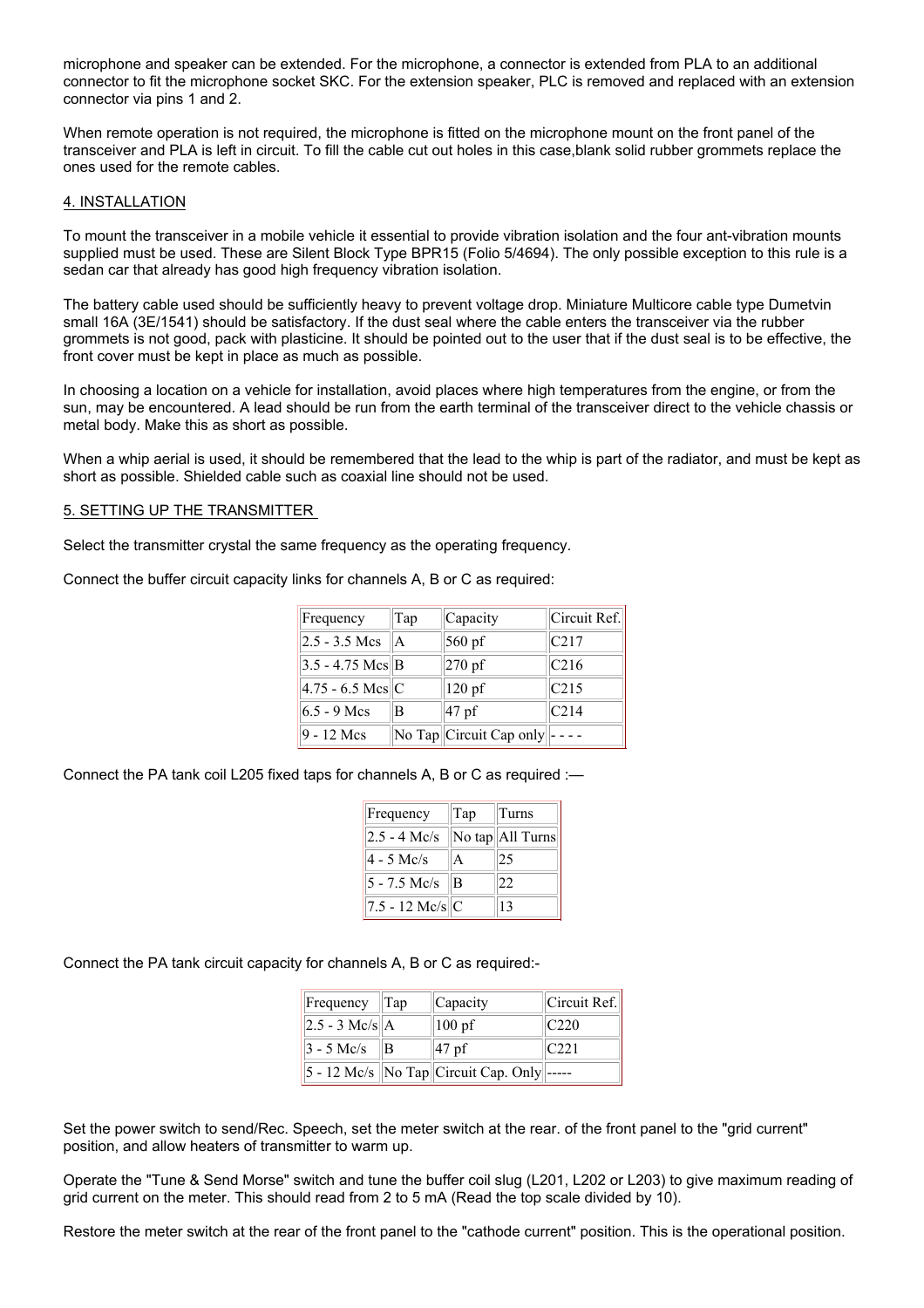microphone and speaker can be extended. For the microphone, a connector is extended from PLA to an additional connector to fit the microphone socket SKC. For the extension speaker, PLC is removed and replaced with an extension connector via pins 1 and 2.

When remote operation is not required, the microphone is fitted on the microphone mount on the front panel of the transceiver and PLA is left in circuit. To fill the cable cut out holes in this case,blank solid rubber grommets replace the ones used for the remote cables.

## 4. INSTALLATION

To mount the transceiver in a mobile vehicle it essential to provide vibration isolation and the four ant-vibration mounts supplied must be used. These are Silent Block Type BPR15 (Folio 5/4694). The only possible exception to this rule is a sedan car that already has good high frequency vibration isolation.

The battery cable used should be sufficiently heavy to prevent voltage drop. Miniature Multicore cable type Dumetvin small 16A (3E/1541) should be satisfactory. If the dust seal where the cable enters the transceiver via the rubber grommets is not good, pack with plasticine. It should be pointed out to the user that if the dust seal is to be effective, the front cover must be kept in place as much as possible.

In choosing a location on a vehicle for installation, avoid places where high temperatures from the engine, or from the sun, may be encountered. A lead should be run from the earth terminal of the transceiver direct to the vehicle chassis or metal body. Make this as short as possible.

When a whip aerial is used, it should be remembered that the lead to the whip is part of the radiator, and must be kept as short as possible. Shielded cable such as coaxial line should not be used.

## 5. SETTING UP THE TRANSMITTER

Select the transmitter crystal the same frequency as the operating frequency.

Connect the buffer circuit capacity links for channels A, B or C as required:

| Frequency | Tap | Capacity | Circuit Ref. |
|---|---|---|---|
| 2.5 - 3.5 Mcs | A | 560 pf | C217 |
| 3.5 - 4.75 Mcs | B | 270 pf | C216 |
| 4.75 - 6.5 Mcs | C | 120 pf | C215 |
| 6.5 - 9 Mcs | B | 47 pf | C214 |
| 9 - 12 Mcs | No Tap | Circuit Cap only | - - - - |

Connect the PA tank coil L205 fixed taps for channels A, B or C as required :—

| Frequency | Tap | Turns |
|---|---|---|
| 2.5 - 4 Mc/s | No tap | All Turns |
| 4 - 5 Mc/s | A | 25 |
| 5 - 7.5 Mc/s | B | 22 |
| 7.5 - 12 Mc/s | C | 13 |

Connect the PA tank circuit capacity for channels A, B or C as required:-

| Frequency | Tap | Capacity | Circuit Ref. |
|---|---|---|---|
| 2.5 - 3 Mc/s | A | 100 pf | C220 |
| 3 - 5 Mc/s | B | 47 pf | C221 |
| 5 - 12 Mc/s | No Tap | Circuit Cap. Only | ----- |

Set the power switch to send/Rec. Speech, set the meter switch at the rear. of the front panel to the "grid current" position, and allow heaters of transmitter to warm up.

Operate the "Tune & Send Morse" switch and tune the buffer coil slug (L201, L202 or L203) to give maximum reading of grid current on the meter. This should read from 2 to 5 mA (Read the top scale divided by 10).

Restore the meter switch at the rear of the front panel to the "cathode current" position. This is the operational position.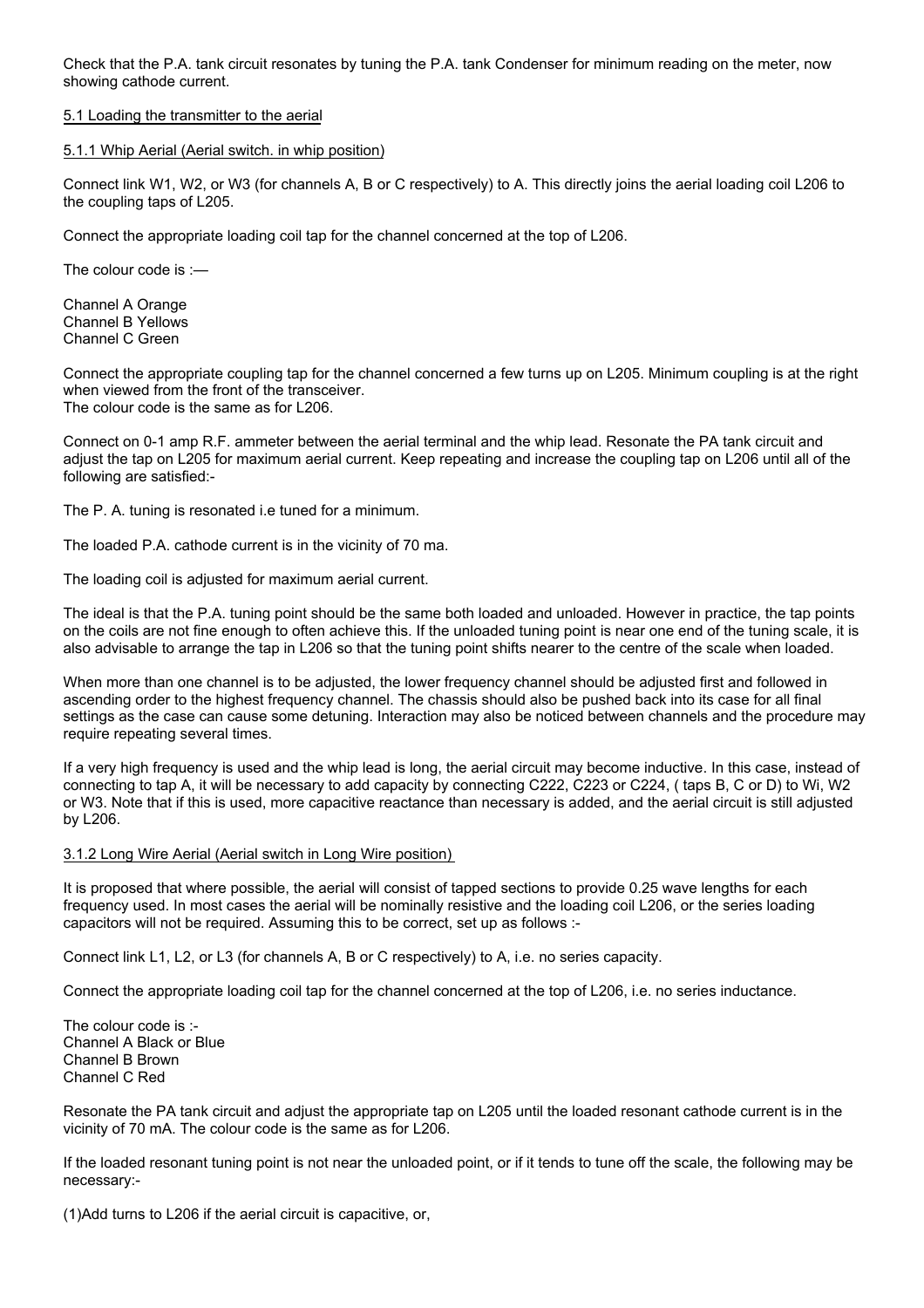Check that the P.A. tank circuit resonates by tuning the P.A. tank Condenser for minimum reading on the meter, now showing cathode current.

## 5.1 Loading the transmitter to the aerial

### 5.1.1 Whip Aerial (Aerial switch. in whip position)

Connect link W1, W2, or W3 (for channels A, B or C respectively) to A. This directly joins the aerial loading coil L206 to the coupling taps of L205.

Connect the appropriate loading coil tap for the channel concerned at the top of L206.

The colour code is :—

Channel A Orange
Channel B Yellows
Channel C Green

Connect the appropriate coupling tap for the channel concerned a few turns up on L205. Minimum coupling is at the right when viewed from the front of the transceiver.
The colour code is the same as for L206.

Connect on 0-1 amp R.F. ammeter between the aerial terminal and the whip lead. Resonate the PA tank circuit and adjust the tap on L205 for maximum aerial current. Keep repeating and increase the coupling tap on L206 until all of the following are satisfied:-

The P. A. tuning is resonated i.e tuned for a minimum.

The loaded P.A. cathode current is in the vicinity of 70 ma.

The loading coil is adjusted for maximum aerial current.

The ideal is that the P.A. tuning point should be the same both loaded and unloaded. However in practice, the tap points on the coils are not fine enough to often achieve this. If the unloaded tuning point is near one end of the tuning scale, it is also advisable to arrange the tap in L206 so that the tuning point shifts nearer to the centre of the scale when loaded.

When more than one channel is to be adjusted, the lower frequency channel should be adjusted first and followed in ascending order to the highest frequency channel. The chassis should also be pushed back into its case for all final settings as the case can cause some detuning. Interaction may also be noticed between channels and the procedure may require repeating several times.

If a very high frequency is used and the whip lead is long, the aerial circuit may become inductive. In this case, instead of connecting to tap A, it will be necessary to add capacity by connecting C222, C223 or C224, ( taps B, C or D) to Wi, W2 or W3. Note that if this is used, more capacitive reactance than necessary is added, and the aerial circuit is still adjusted by L206.

### 3.1.2 Long Wire Aerial (Aerial switch in Long Wire position)

It is proposed that where possible, the aerial will consist of tapped sections to provide 0.25 wave lengths for each frequency used. In most cases the aerial will be nominally resistive and the loading coil L206, or the series loading capacitors will not be required. Assuming this to be correct, set up as follows :-

Connect link L1, L2, or L3 (for channels A, B or C respectively) to A, i.e. no series capacity.

Connect the appropriate loading coil tap for the channel concerned at the top of L206, i.e. no series inductance.

The colour code is :-
Channel A Black or Blue
Channel B Brown
Channel C Red

Resonate the PA tank circuit and adjust the appropriate tap on L205 until the loaded resonant cathode current is in the vicinity of 70 mA. The colour code is the same as for L206.

If the loaded resonant tuning point is not near the unloaded point, or if it tends to tune off the scale, the following may be necessary:-

(1)Add turns to L206 if the aerial circuit is capacitive, or,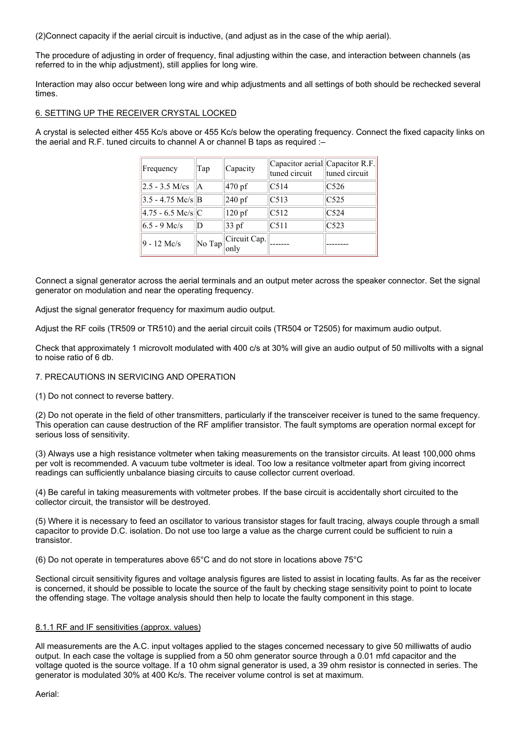(2)Connect capacity if the aerial circuit is inductive, (and adjust as in the case of the whip aerial).

The procedure of adjusting in order of frequency, final adjusting within the case, and interaction between channels (as referred to in the whip adjustment), still applies for long wire.

Interaction may also occur between long wire and whip adjustments and all settings of both should be rechecked several times.

6. SETTING UP THE RECEIVER CRYSTAL LOCKED

A crystal is selected either 455 Kc/s above or 455 Kc/s below the operating frequency. Connect the fixed capacity links on the aerial and R.F. tuned circuits to channel A or channel B taps as required :–

| Frequency | Tap | Capacity | Capacitor aerial tuned circuit | Capacitor R.F. tuned circuit |
|---|---|---|---|---|
| 2.5 - 3.5 M/cs | A | 470 pf | C514 | C526 |
| 3.5 - 4.75 Mc/s | B | 240 pf | C513 | C525 |
| 4.75 - 6.5 Mc/s | C | 120 pf | C512 | C524 |
| 6.5 - 9 Mc/s | D | 33 pf | C511 | C523 |
| 9 - 12 Mc/s | No Tap | Circuit Cap. only | ------- | -------- |

Connect a signal generator across the aerial terminals and an output meter across the speaker connector. Set the signal generator on modulation and near the operating frequency.

Adjust the signal generator frequency for maximum audio output.

Adjust the RF coils (TR509 or TR510) and the aerial circuit coils (TR504 or T2505) for maximum audio output.

Check that approximately 1 microvolt modulated with 400 c/s at 30% will give an audio output of 50 millivolts with a signal to noise ratio of 6 db.

7. PRECAUTIONS IN SERVICING AND OPERATION

(1) Do not connect to reverse battery.

(2) Do not operate in the field of other transmitters, particularly if the transceiver receiver is tuned to the same frequency. This operation can cause destruction of the RF amplifier transistor. The fault symptoms are operation normal except for serious loss of sensitivity.

(3) Always use a high resistance voltmeter when taking measurements on the transistor circuits. At least 100,000 ohms per volt is recommended. A vacuum tube voltmeter is ideal. Too low a resitance voltmeter apart from giving incorrect readings can sufficiently unbalance biasing circuits to cause collector current overload.

(4) Be careful in taking measurements with voltmeter probes. If the base circuit is accidentally short circuited to the collector circuit, the transistor will be destroyed.

(5) Where it is necessary to feed an oscillator to various transistor stages for fault tracing, always couple through a small capacitor to provide D.C. isolation. Do not use too large a value as the charge current could be sufficient to ruin a transistor.

(6) Do not operate in temperatures above 65°C and do not store in locations above 75°C

Sectional circuit sensitivity figures and voltage analysis figures are listed to assist in locating faults. As far as the receiver is concerned, it should be possible to locate the source of the fault by checking stage sensitivity point to point to locate the offending stage. The voltage analysis should then help to locate the faulty component in this stage.

8.1.1 RF and IF sensitivities (approx. values)

All measurements are the A.C. input voltages applied to the stages concerned necessary to give 50 milliwatts of audio output. In each case the voltage is supplied from a 50 ohm generator source through a 0.01 mfd capacitor and the voltage quoted is the source voltage. If a 10 ohm signal generator is used, a 39 ohm resistor is connected in series. The generator is modulated 30% at 400 Kc/s. The receiver volume control is set at maximum.

Aerial: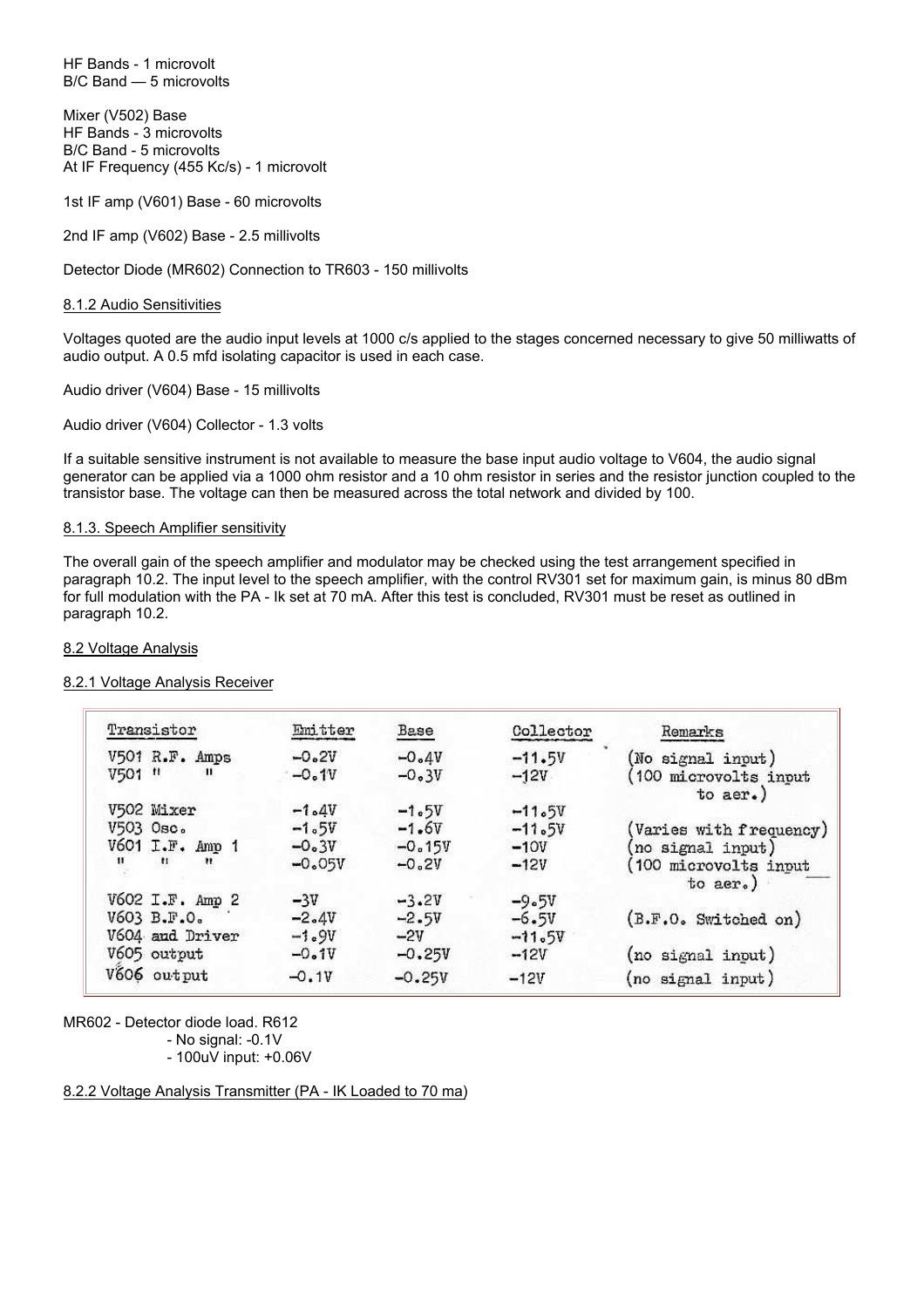HF Bands - 1 microvolt
B/C Band — 5 microvolts

Mixer (V502) Base
HF Bands - 3 microvolts
B/C Band - 5 microvolts
At IF Frequency (455 Kc/s) - 1 microvolt

1st IF amp (V601) Base - 60 microvolts

2nd IF amp (V602) Base - 2.5 millivolts

Detector Diode (MR602) Connection to TR603 - 150 millivolts

8.1.2 Audio Sensitivities

Voltages quoted are the audio input levels at 1000 c/s applied to the stages concerned necessary to give 50 milliwatts of audio output. A 0.5 mfd isolating capacitor is used in each case.

Audio driver (V604) Base - 15 millivolts

Audio driver (V604) Collector - 1.3 volts

If a suitable sensitive instrument is not available to measure the base input audio voltage to V604, the audio signal generator can be applied via a 1000 ohm resistor and a 10 ohm resistor in series and the resistor junction coupled to the transistor base. The voltage can then be measured across the total network and divided by 100.

8.1.3. Speech Amplifier sensitivity

The overall gain of the speech amplifier and modulator may be checked using the test arrangement specified in paragraph 10.2. The input level to the speech amplifier, with the control RV301 set for maximum gain, is minus 80 dBm for full modulation with the PA - Ik set at 70 mA. After this test is concluded, RV301 must be reset as outlined in paragraph 10.2.

8.2 Voltage Analysis

8.2.1 Voltage Analysis Receiver

| Transistor | Emitter | Base | Collector | Remarks |
|---|---|---|---|---|
| V501 R.F. Amps | -0.2V | -0.4V | -11.5V | (No signal input) |
| V501 " " | -0.1V | -0.3V | -12V | (100 microvolts input to aer.) |
| V502 Mixer | -1.4V | -1.5V | -11.5V | |
| V503 Osc. | -1.5V | -1.6V | -11.5V | (Varies with frequency) |
| V601 I.F. Amp 1 | -0.3V | -0.15V | -10V | (no signal input) |
| " " " | -0.05V | -0.2V | -12V | (100 microvolts input to aer.) |
| V602 I.F. Amp 2 | -3V | -3.2V | -9.5V | |
| V603 B.F.O. | -2.4V | -2.5V | -6.5V | (B.F.O. Switched on) |
| V604 and Driver | -1.9V | -2V | -11.5V | |
| V605 output | -0.1V | -0.25V | -12V | (no signal input) |
| V606 output | -0.1V | -0.25V | -12V | (no signal input) |

MR602 - Detector diode load. R612
- No signal: -0.1V
- 100uV input: +0.06V

8.2.2 Voltage Analysis Transmitter (PA - IK Loaded to 70 ma)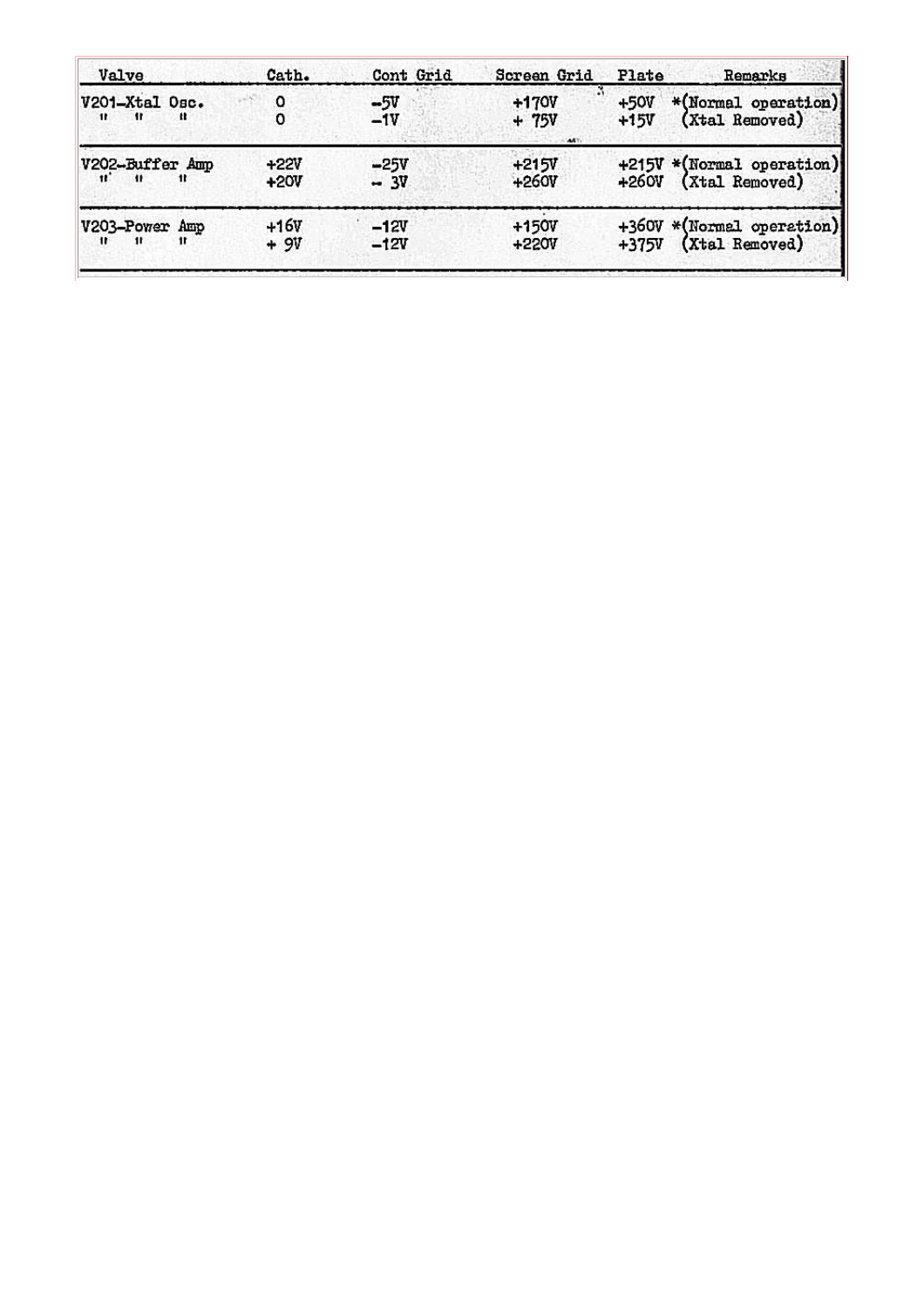| Valve | Cath. | Cont Grid | Screen Grid | Plate | Remarks |
|---|---|---|---|---|---|
| V201-Xtal Osc. | 0 | -5V | +170V | +50V | *(Normal operation) |
| " " " | 0 | -1V | + 75V | +15V | (Xtal Removed) |
| V202-Buffer Amp | +22V | -25V | +215V | +215V | *(Normal operation) |
| " " " | +20V | - 3V | +260V | +260V | (Xtal Removed) |
| V203-Power Amp | +16V | -12V | +150V | +360V | *(Normal operation) |
| " " " | + 9V | -12V | +220V | +375V | (Xtal Removed) |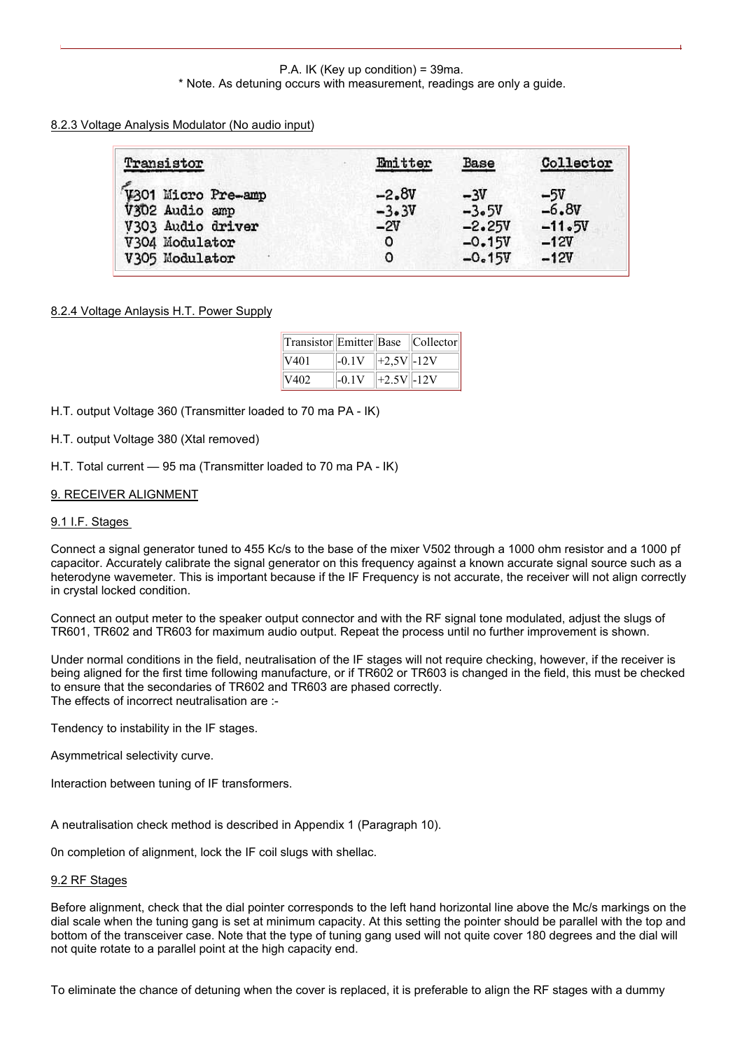P.A. IK (Key up condition) = 39ma.
* Note. As detuning occurs with measurement, readings are only a guide.

8.2.3 Voltage Analysis Modulator (No audio input)

| Transistor | Emitter | Base | Collector |
|---|---|---|---|
| V301 Micro Pre-amp | -2.8V | -3V | -5V |
| V302 Audio amp | -3.3V | -3.5V | -6.8V |
| V303 Audio driver | -2V | -2.25V | -11.5V |
| V304 Modulator | 0 | -0.15V | -12V |
| V305 Modulator | 0 | -0.15V | -12V |

8.2.4 Voltage Anlaysis H.T. Power Supply

| Transistor | Emitter | Base | Collector |
|---|---|---|---|
| V401 | -0.1V | +2,5V | -12V |
| V402 | -0.1V | +2.5V | -12V |

H.T. output Voltage 360 (Transmitter loaded to 70 ma PA - IK)

H.T. output Voltage 380 (Xtal removed)

H.T. Total current — 95 ma (Transmitter loaded to 70 ma PA - IK)

## 9. RECEIVER ALIGNMENT

### 9.1 I.F. Stages

Connect a signal generator tuned to 455 Kc/s to the base of the mixer V502 through a 1000 ohm resistor and a 1000 pf capacitor. Accurately calibrate the signal generator on this frequency against a known accurate signal source such as a heterodyne wavemeter. This is important because if the IF Frequency is not accurate, the receiver will not align correctly in crystal locked condition.

Connect an output meter to the speaker output connector and with the RF signal tone modulated, adjust the slugs of TR601, TR602 and TR603 for maximum audio output. Repeat the process until no further improvement is shown.

Under normal conditions in the field, neutralisation of the IF stages will not require checking, however, if the receiver is being aligned for the first time following manufacture, or if TR602 or TR603 is changed in the field, this must be checked to ensure that the secondaries of TR602 and TR603 are phased correctly.
The effects of incorrect neutralisation are :-

Tendency to instability in the IF stages.

Asymmetrical selectivity curve.

Interaction between tuning of IF transformers.

A neutralisation check method is described in Appendix 1 (Paragraph 10).

0n completion of alignment, lock the IF coil slugs with shellac.

### 9.2 RF Stages

Before alignment, check that the dial pointer corresponds to the left hand horizontal line above the Mc/s markings on the dial scale when the tuning gang is set at minimum capacity. At this setting the pointer should be parallel with the top and bottom of the transceiver case. Note that the type of tuning gang used will not quite cover 180 degrees and the dial will not quite rotate to a parallel point at the high capacity end.

To eliminate the chance of detuning when the cover is replaced, it is preferable to align the RF stages with a dummy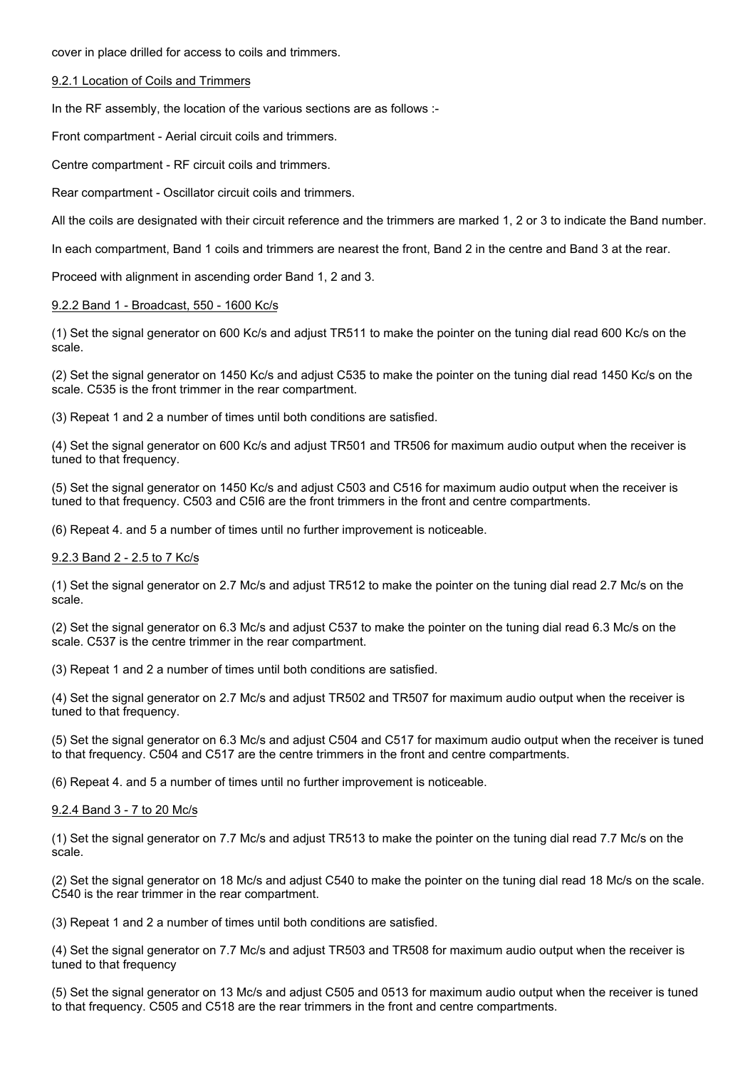cover in place drilled for access to coils and trimmers.

9.2.1 Location of Coils and Trimmers

In the RF assembly, the location of the various sections are as follows :-

Front compartment - Aerial circuit coils and trimmers.

Centre compartment - RF circuit coils and trimmers.

Rear compartment - Oscillator circuit coils and trimmers.

All the coils are designated with their circuit reference and the trimmers are marked 1, 2 or 3 to indicate the Band number.

In each compartment, Band 1 coils and trimmers are nearest the front, Band 2 in the centre and Band 3 at the rear.

Proceed with alignment in ascending order Band 1, 2 and 3.

9.2.2 Band 1 - Broadcast, 550 - 1600 Kc/s

(1) Set the signal generator on 600 Kc/s and adjust TR511 to make the pointer on the tuning dial read 600 Kc/s on the scale.

(2) Set the signal generator on 1450 Kc/s and adjust C535 to make the pointer on the tuning dial read 1450 Kc/s on the scale. C535 is the front trimmer in the rear compartment.

(3) Repeat 1 and 2 a number of times until both conditions are satisfied.

(4) Set the signal generator on 600 Kc/s and adjust TR501 and TR506 for maximum audio output when the receiver is tuned to that frequency.

(5) Set the signal generator on 1450 Kc/s and adjust C503 and C516 for maximum audio output when the receiver is tuned to that frequency. C503 and C5I6 are the front trimmers in the front and centre compartments.

(6) Repeat 4. and 5 a number of times until no further improvement is noticeable.

9.2.3 Band 2 - 2.5 to 7 Kc/s

(1) Set the signal generator on 2.7 Mc/s and adjust TR512 to make the pointer on the tuning dial read 2.7 Mc/s on the scale.

(2) Set the signal generator on 6.3 Mc/s and adjust C537 to make the pointer on the tuning dial read 6.3 Mc/s on the scale. C537 is the centre trimmer in the rear compartment.

(3) Repeat 1 and 2 a number of times until both conditions are satisfied.

(4) Set the signal generator on 2.7 Mc/s and adjust TR502 and TR507 for maximum audio output when the receiver is tuned to that frequency.

(5) Set the signal generator on 6.3 Mc/s and adjust C504 and C517 for maximum audio output when the receiver is tuned to that frequency. C504 and C517 are the centre trimmers in the front and centre compartments.

(6) Repeat 4. and 5 a number of times until no further improvement is noticeable.

9.2.4 Band 3 - 7 to 20 Mc/s

(1) Set the signal generator on 7.7 Mc/s and adjust TR513 to make the pointer on the tuning dial read 7.7 Mc/s on the scale.

(2) Set the signal generator on 18 Mc/s and adjust C540 to make the pointer on the tuning dial read 18 Mc/s on the scale. C540 is the rear trimmer in the rear compartment.

(3) Repeat 1 and 2 a number of times until both conditions are satisfied.

(4) Set the signal generator on 7.7 Mc/s and adjust TR503 and TR508 for maximum audio output when the receiver is tuned to that frequency

(5) Set the signal generator on 13 Mc/s and adjust C505 and 0513 for maximum audio output when the receiver is tuned to that frequency. C505 and C518 are the rear trimmers in the front and centre compartments.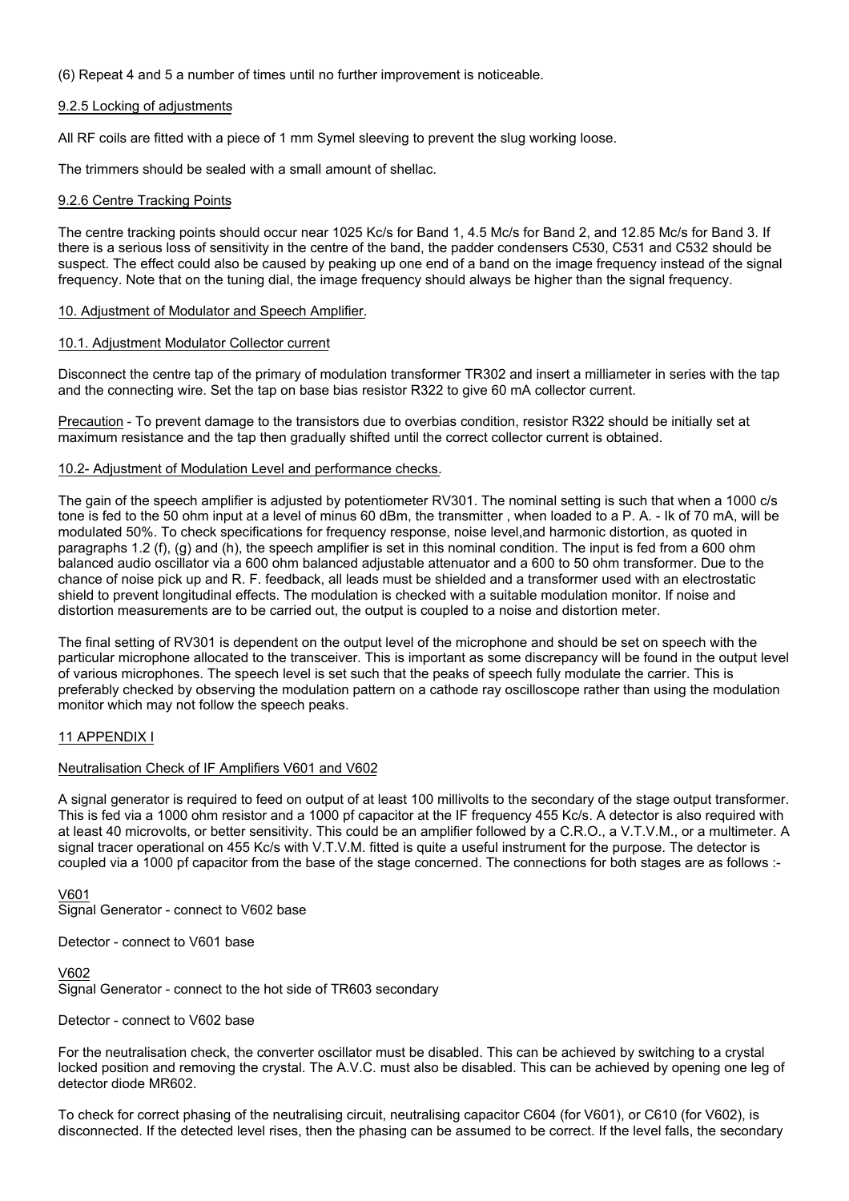(6) Repeat 4 and 5 a number of times until no further improvement is noticeable.

### 9.2.5 Locking of adjustments

All RF coils are fitted with a piece of 1 mm Symel sleeving to prevent the slug working loose.

The trimmers should be sealed with a small amount of shellac.

### 9.2.6 Centre Tracking Points

The centre tracking points should occur near 1025 Kc/s for Band 1, 4.5 Mc/s for Band 2, and 12.85 Mc/s for Band 3. If there is a serious loss of sensitivity in the centre of the band, the padder condensers C530, C531 and C532 should be suspect. The effect could also be caused by peaking up one end of a band on the image frequency instead of the signal frequency. Note that on the tuning dial, the image frequency should always be higher than the signal frequency.

## 10. Adjustment of Modulator and Speech Amplifier.

### 10.1. Adjustment Modulator Collector current

Disconnect the centre tap of the primary of modulation transformer TR302 and insert a milliameter in series with the tap and the connecting wire. Set the tap on base bias resistor R322 to give 60 mA collector current.

Precaution - To prevent damage to the transistors due to overbias condition, resistor R322 should be initially set at maximum resistance and the tap then gradually shifted until the correct collector current is obtained.

### 10.2- Adjustment of Modulation Level and performance checks.

The gain of the speech amplifier is adjusted by potentiometer RV301. The nominal setting is such that when a 1000 c/s tone is fed to the 50 ohm input at a level of minus 60 dBm, the transmitter , when loaded to a P. A. - Ik of 70 mA, will be modulated 50%. To check specifications for frequency response, noise level,and harmonic distortion, as quoted in paragraphs 1.2 (f), (g) and (h), the speech amplifier is set in this nominal condition. The input is fed from a 600 ohm balanced audio oscillator via a 600 ohm balanced adjustable attenuator and a 600 to 50 ohm transformer. Due to the chance of noise pick up and R. F. feedback, all leads must be shielded and a transformer used with an electrostatic shield to prevent longitudinal effects. The modulation is checked with a suitable modulation monitor. If noise and distortion measurements are to be carried out, the output is coupled to a noise and distortion meter.

The final setting of RV301 is dependent on the output level of the microphone and should be set on speech with the particular microphone allocated to the transceiver. This is important as some discrepancy will be found in the output level of various microphones. The speech level is set such that the peaks of speech fully modulate the carrier. This is preferably checked by observing the modulation pattern on a cathode ray oscilloscope rather than using the modulation monitor which may not follow the speech peaks.

## 11 APPENDIX I

### Neutralisation Check of IF Amplifiers V601 and V602

A signal generator is required to feed on output of at least 100 millivolts to the secondary of the stage output transformer. This is fed via a 1000 ohm resistor and a 1000 pf capacitor at the IF frequency 455 Kc/s. A detector is also required with at least 40 microvolts, or better sensitivity. This could be an amplifier followed by a C.R.O., a V.T.V.M., or a multimeter. A signal tracer operational on 455 Kc/s with V.T.V.M. fitted is quite a useful instrument for the purpose. The detector is coupled via a 1000 pf capacitor from the base of the stage concerned. The connections for both stages are as follows :-

V601

Signal Generator - connect to V602 base

Detector - connect to V601 base

V602

Signal Generator - connect to the hot side of TR603 secondary

Detector - connect to V602 base

For the neutralisation check, the converter oscillator must be disabled. This can be achieved by switching to a crystal locked position and removing the crystal. The A.V.C. must also be disabled. This can be achieved by opening one leg of detector diode MR602.

To check for correct phasing of the neutralising circuit, neutralising capacitor C604 (for V601), or C610 (for V602), is disconnected. If the detected level rises, then the phasing can be assumed to be correct. If the level falls, the secondary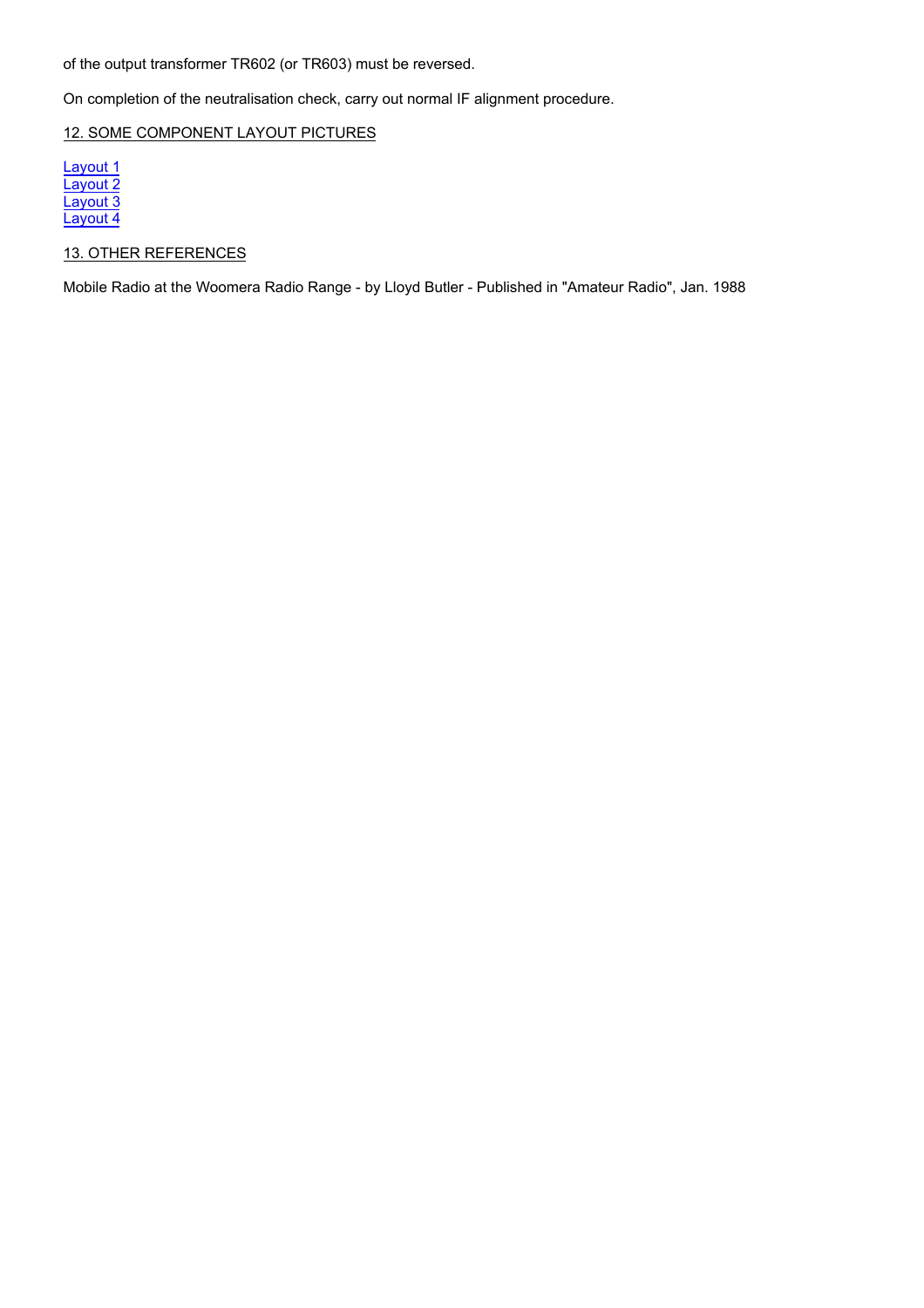of the output transformer TR602 (or TR603) must be reversed.

On completion of the neutralisation check, carry out normal IF alignment procedure.

## 12. SOME COMPONENT LAYOUT PICTURES

Layout 1
Layout 2
Layout 3
Layout 4

## 13. OTHER REFERENCES

Mobile Radio at the Woomera Radio Range - by Lloyd Butler - Published in "Amateur Radio", Jan. 1988